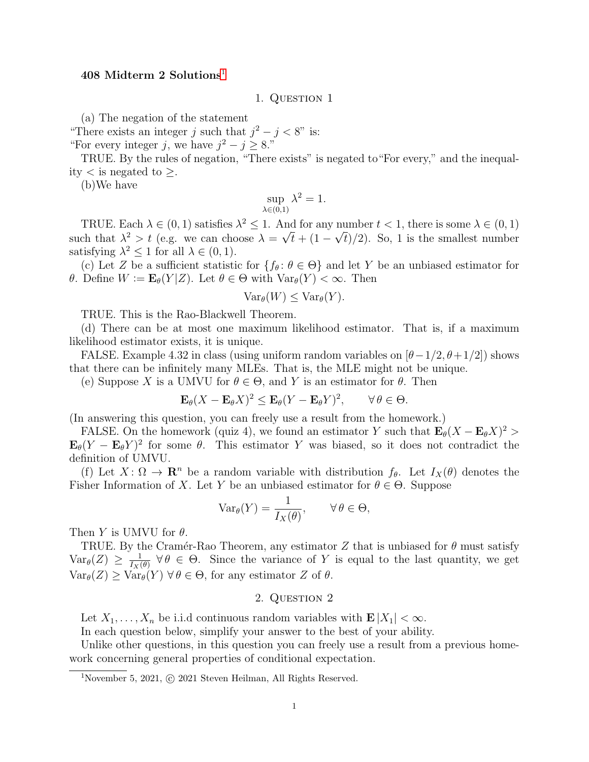**408 Midterm 2 Solutions**[1]

## 1. Question 1

(a) The negation of the statement
"There exists an integer $j$ such that $j^2 - j < 8$" is:
"For every integer $j$, we have $j^2 - j \geq 8$."

TRUE. By the rules of negation, "There exists" is negated to "For every," and the inequality $<$ is negated to $\geq$.

(b) We have

$$\sup_{\lambda \in (0,1)} \lambda^2 = 1.$$

TRUE. Each $\lambda \in (0,1)$ satisfies $\lambda^2 \leq 1$. And for any number $t < 1$, there is some $\lambda \in (0,1)$ such that $\lambda^2 > t$ (e.g. we can choose $\lambda = \sqrt{t} + (1 - \sqrt{t})/2$). So, 1 is the smallest number satisfying $\lambda^2 \leq 1$ for all $\lambda \in (0,1)$.

(c) Let $Z$ be a sufficient statistic for $\{f_\theta : \theta \in \Theta\}$ and let $Y$ be an unbiased estimator for $\theta$. Define $W := \mathbf{E}_\theta(Y|Z)$. Let $\theta \in \Theta$ with $\mathrm{Var}_\theta(Y) < \infty$. Then

$$\mathrm{Var}_\theta(W) \leq \mathrm{Var}_\theta(Y).$$

TRUE. This is the Rao-Blackwell Theorem.

(d) There can be at most one maximum likelihood estimator. That is, if a maximum likelihood estimator exists, it is unique.

FALSE. Example 4.32 in class (using uniform random variables on $[\theta - 1/2, \theta + 1/2]$) shows that there can be infinitely many MLEs. That is, the MLE might not be unique.

(e) Suppose $X$ is a UMVU for $\theta \in \Theta$, and $Y$ is an estimator for $\theta$. Then

$$\mathbf{E}_\theta(X - \mathbf{E}_\theta X)^2 \leq \mathbf{E}_\theta(Y - \mathbf{E}_\theta Y)^2, \qquad \forall\, \theta \in \Theta.$$

(In answering this question, you can freely use a result from the homework.)

FALSE. On the homework (quiz 4), we found an estimator $Y$ such that $\mathbf{E}_\theta(X - \mathbf{E}_\theta X)^2 > \mathbf{E}_\theta(Y - \mathbf{E}_\theta Y)^2$ for some $\theta$. This estimator $Y$ was biased, so it does not contradict the definition of UMVU.

(f) Let $X : \Omega \to \mathbf{R}^n$ be a random variable with distribution $f_\theta$. Let $I_X(\theta)$ denotes the Fisher Information of $X$. Let $Y$ be an unbiased estimator for $\theta \in \Theta$. Suppose

$$\mathrm{Var}_\theta(Y) = \frac{1}{I_X(\theta)}, \qquad \forall\, \theta \in \Theta,$$

Then $Y$ is UMVU for $\theta$.

TRUE. By the Cramér-Rao Theorem, any estimator $Z$ that is unbiased for $\theta$ must satisfy $\mathrm{Var}_\theta(Z) \geq \frac{1}{I_X(\theta)}$ $\forall\, \theta \in \Theta$. Since the variance of $Y$ is equal to the last quantity, we get $\mathrm{Var}_\theta(Z) \geq \mathrm{Var}_\theta(Y)$ $\forall\, \theta \in \Theta$, for any estimator $Z$ of $\theta$.

## 2. Question 2

Let $X_1, \ldots, X_n$ be i.i.d continuous random variables with $\mathbf{E}\,|X_1| < \infty$.

In each question below, simplify your answer to the best of your ability.

Unlike other questions, in this question you can freely use a result from a previous homework concerning general properties of conditional expectation.

---

[1] November 5, 2021, © 2021 Steven Heilman, All Rights Reserved.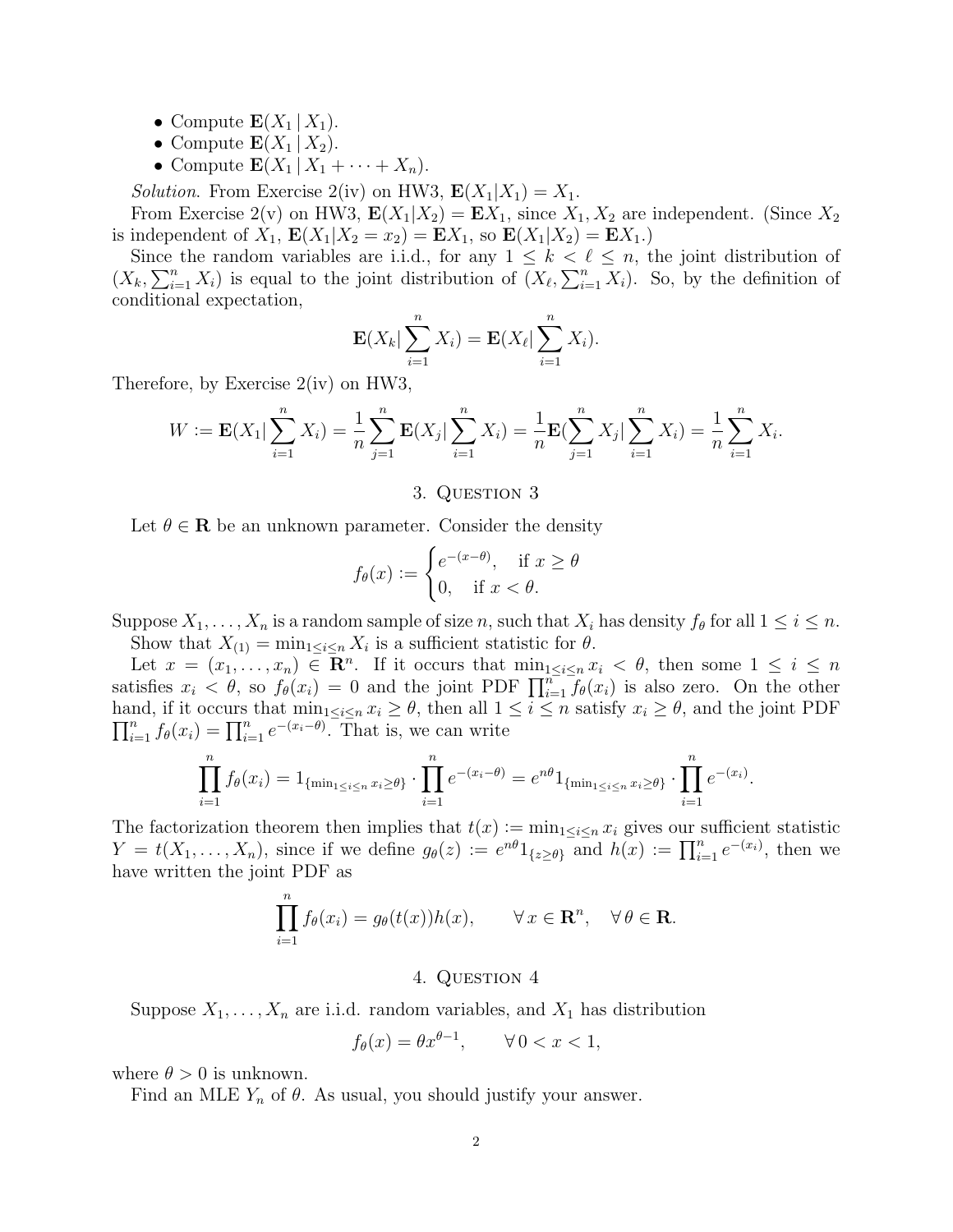- Compute $\mathbf{E}(X_1 \mid X_1)$.
- Compute $\mathbf{E}(X_1 \mid X_2)$.
- Compute $\mathbf{E}(X_1 \mid X_1 + \cdots + X_n)$.

*Solution*. From Exercise 2(iv) on HW3, $\mathbf{E}(X_1|X_1) = X_1$.

From Exercise 2(v) on HW3, $\mathbf{E}(X_1|X_2) = \mathbf{E}X_1$, since $X_1, X_2$ are independent. (Since $X_2$ is independent of $X_1$, $\mathbf{E}(X_1|X_2 = x_2) = \mathbf{E}X_1$, so $\mathbf{E}(X_1|X_2) = \mathbf{E}X_1$.)

Since the random variables are i.i.d., for any $1 \leq k < \ell \leq n$, the joint distribution of $(X_k, \sum_{i=1}^n X_i)$ is equal to the joint distribution of $(X_\ell, \sum_{i=1}^n X_i)$. So, by the definition of conditional expectation,

$$\mathbf{E}(X_k | \sum_{i=1}^n X_i) = \mathbf{E}(X_\ell | \sum_{i=1}^n X_i).$$

Therefore, by Exercise 2(iv) on HW3,

$$W := \mathbf{E}(X_1 | \sum_{i=1}^n X_i) = \frac{1}{n} \sum_{j=1}^n \mathbf{E}(X_j | \sum_{i=1}^n X_i) = \frac{1}{n} \mathbf{E}(\sum_{j=1}^n X_j | \sum_{i=1}^n X_i) = \frac{1}{n} \sum_{i=1}^n X_i.$$

## 3. Question 3

Let $\theta \in \mathbf{R}$ be an unknown parameter. Consider the density

$$f_\theta(x) := \begin{cases} e^{-(x-\theta)}, & \text{if } x \geq \theta \\ 0, & \text{if } x < \theta. \end{cases}$$

Suppose $X_1, \ldots, X_n$ is a random sample of size $n$, such that $X_i$ has density $f_\theta$ for all $1 \leq i \leq n$.

Show that $X_{(1)} = \min_{1 \leq i \leq n} X_i$ is a sufficient statistic for $\theta$.

Let $x = (x_1, \ldots, x_n) \in \mathbf{R}^n$. If it occurs that $\min_{1 \leq i \leq n} x_i < \theta$, then some $1 \leq i \leq n$ satisfies $x_i < \theta$, so $f_\theta(x_i) = 0$ and the joint PDF $\prod_{i=1}^n f_\theta(x_i)$ is also zero. On the other hand, if it occurs that $\min_{1 \leq i \leq n} x_i \geq \theta$, then all $1 \leq i \leq n$ satisfy $x_i \geq \theta$, and the joint PDF $\prod_{i=1}^n f_\theta(x_i) = \prod_{i=1}^n e^{-(x_i - \theta)}$. That is, we can write

$$\prod_{i=1}^n f_\theta(x_i) = 1_{\{\min_{1 \leq i \leq n} x_i \geq \theta\}} \cdot \prod_{i=1}^n e^{-(x_i - \theta)} = e^{n\theta} 1_{\{\min_{1 \leq i \leq n} x_i \geq \theta\}} \cdot \prod_{i=1}^n e^{-(x_i)}.$$

The factorization theorem then implies that $t(x) := \min_{1 \leq i \leq n} x_i$ gives our sufficient statistic $Y = t(X_1, \ldots, X_n)$, since if we define $g_\theta(z) := e^{n\theta} 1_{\{z \geq \theta\}}$ and $h(x) := \prod_{i=1}^n e^{-(x_i)}$, then we have written the joint PDF as

$$\prod_{i=1}^n f_\theta(x_i) = g_\theta(t(x)) h(x), \qquad \forall\, x \in \mathbf{R}^n, \quad \forall\, \theta \in \mathbf{R}.$$

## 4. Question 4

Suppose $X_1, \ldots, X_n$ are i.i.d. random variables, and $X_1$ has distribution

$$f_\theta(x) = \theta x^{\theta - 1}, \qquad \forall\, 0 < x < 1,$$

where $\theta > 0$ is unknown.

Find an MLE $Y_n$ of $\theta$. As usual, you should justify your answer.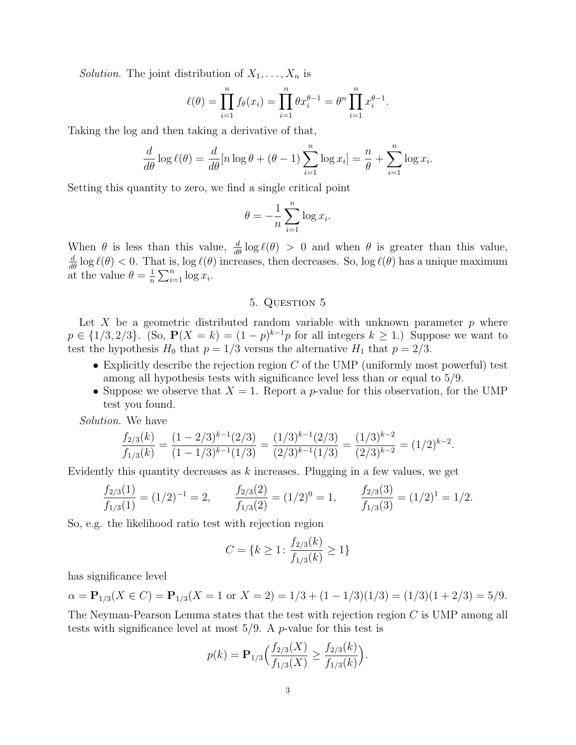*Solution*. The joint distribution of $X_1, \ldots, X_n$ is

$$\ell(\theta) = \prod_{i=1}^{n} f_\theta(x_i) = \prod_{i=1}^{n} \theta x_i^{\theta-1} = \theta^n \prod_{i=1}^{n} x_i^{\theta-1}.$$

Taking the log and then taking a derivative of that,

$$\frac{d}{d\theta} \log \ell(\theta) = \frac{d}{d\theta}[n \log \theta + (\theta - 1) \sum_{i=1}^{n} \log x_i] = \frac{n}{\theta} + \sum_{i=1}^{n} \log x_i.$$

Setting this quantity to zero, we find a single critical point

$$\theta = -\frac{1}{n} \sum_{i=1}^{n} \log x_i.$$

When $\theta$ is less than this value, $\frac{d}{d\theta} \log \ell(\theta) > 0$ and when $\theta$ is greater than this value, $\frac{d}{d\theta} \log \ell(\theta) < 0$. That is, $\log \ell(\theta)$ increases, then decreases. So, $\log \ell(\theta)$ has a unique maximum at the value $\theta = \frac{1}{n} \sum_{i=1}^{n} \log x_i$.

## 5. Question 5

Let $X$ be a geometric distributed random variable with unknown parameter $p$ where $p \in \{1/3, 2/3\}$. (So, $\mathbf{P}(X = k) = (1-p)^{k-1} p$ for all integers $k \geq 1$.) Suppose we want to test the hypothesis $H_0$ that $p = 1/3$ versus the alternative $H_1$ that $p = 2/3$.

- Explicitly describe the rejection region $C$ of the UMP (uniformly most powerful) test among all hypothesis tests with significance level less than or equal to $5/9$.
- Suppose we observe that $X = 1$. Report a $p$-value for this observation, for the UMP test you found.

*Solution*. We have

$$\frac{f_{2/3}(k)}{f_{1/3}(k)} = \frac{(1-2/3)^{k-1}(2/3)}{(1-1/3)^{k-1}(1/3)} = \frac{(1/3)^{k-1}(2/3)}{(2/3)^{k-1}(1/3)} = \frac{(1/3)^{k-2}}{(2/3)^{k-2}} = (1/2)^{k-2}.$$

Evidently this quantity decreases as $k$ increases. Plugging in a few values, we get

$$\frac{f_{2/3}(1)}{f_{1/3}(1)} = (1/2)^{-1} = 2, \qquad \frac{f_{2/3}(2)}{f_{1/3}(2)} = (1/2)^{0} = 1, \qquad \frac{f_{2/3}(3)}{f_{1/3}(3)} = (1/2)^{1} = 1/2.$$

So, e.g. the likelihood ratio test with rejection region

$$C = \{k \geq 1 \colon \frac{f_{2/3}(k)}{f_{1/3}(k)} \geq 1\}$$

has significance level

$$\alpha = \mathbf{P}_{1/3}(X \in C) = \mathbf{P}_{1/3}(X = 1 \text{ or } X = 2) = 1/3 + (1 - 1/3)(1/3) = (1/3)(1 + 2/3) = 5/9.$$

The Neyman-Pearson Lemma states that the test with rejection region $C$ is UMP among all tests with significance level at most $5/9$. A $p$-value for this test is

$$p(k) = \mathbf{P}_{1/3}\Big(\frac{f_{2/3}(X)}{f_{1/3}(X)} \geq \frac{f_{2/3}(k)}{f_{1/3}(k)}\Big).$$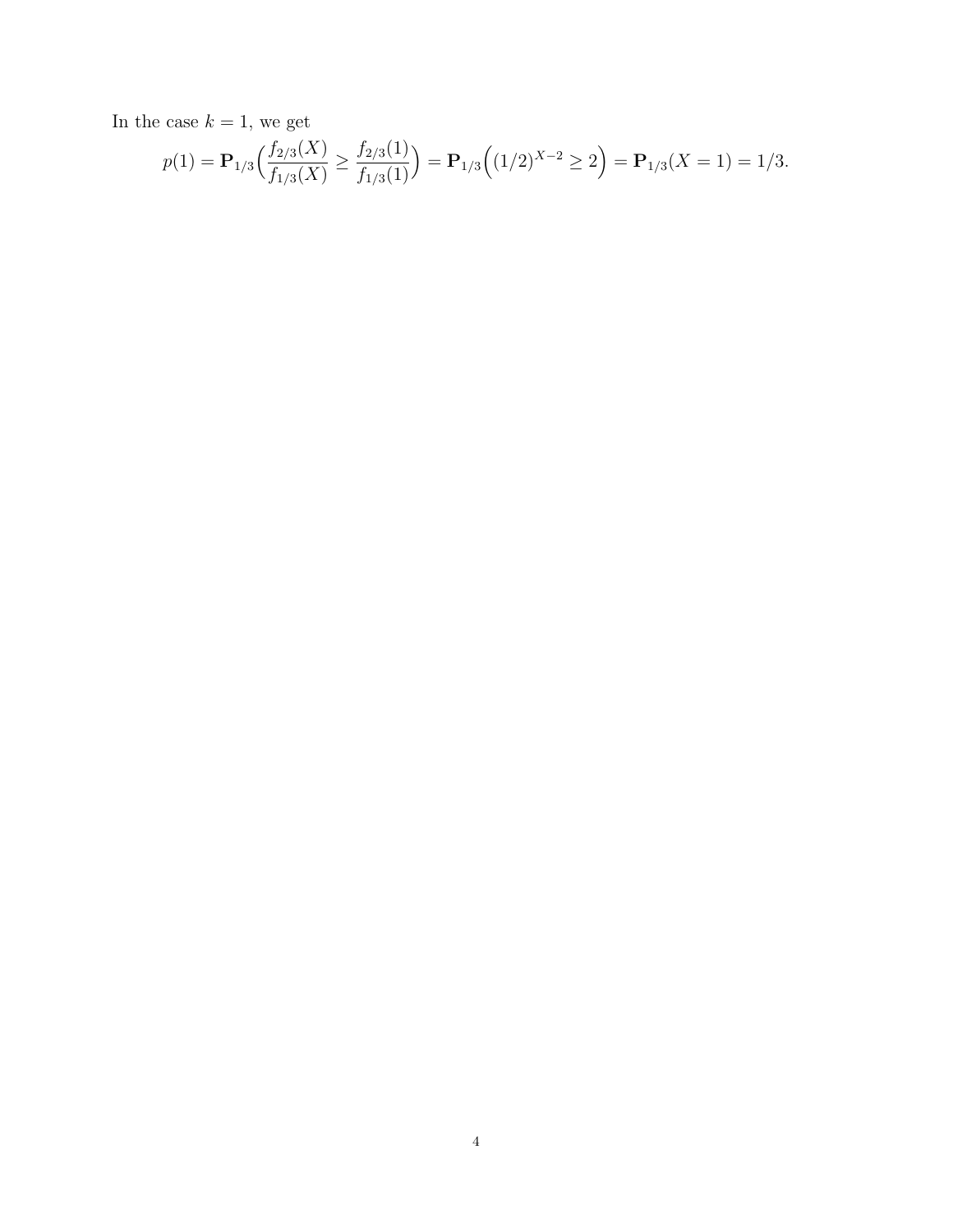In the case $k = 1$, we get

$$p(1) = \mathbf{P}_{1/3}\Big(\frac{f_{2/3}(X)}{f_{1/3}(X)} \geq \frac{f_{2/3}(1)}{f_{1/3}(1)}\Big) = \mathbf{P}_{1/3}\Big((1/2)^{X-2} \geq 2\Big) = \mathbf{P}_{1/3}(X = 1) = 1/3.$$